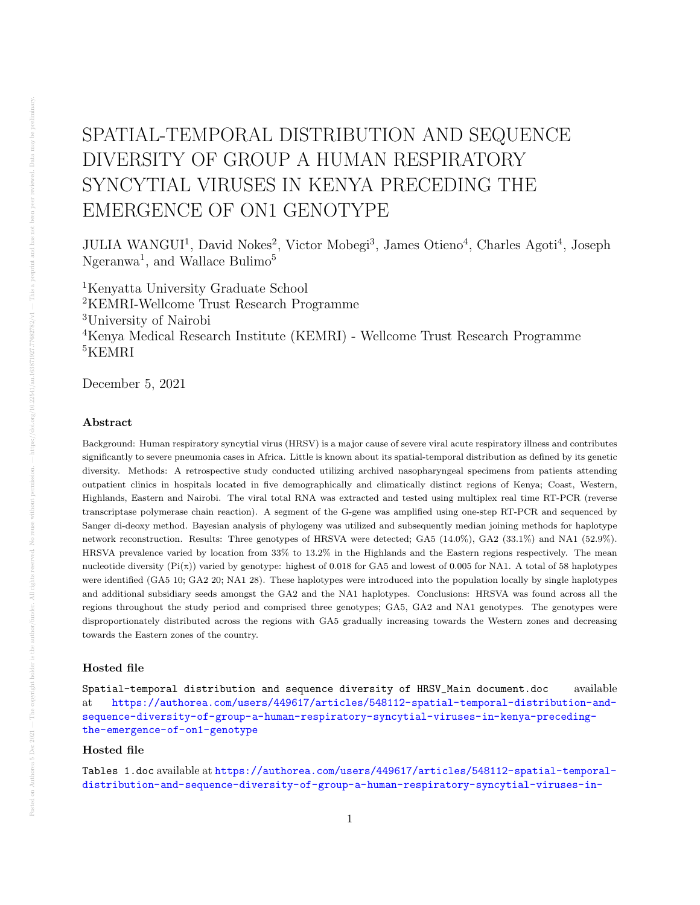# SPATIAL-TEMPORAL DISTRIBUTION AND SEQUENCE DIVERSITY OF GROUP A HUMAN RESPIRATORY SYNCYTIAL VIRUSES IN KENYA PRECEDING THE EMERGENCE OF ON1 GENOTYPE

JULIA WANGUI[1], David Nokes[2], Victor Mobegi[3], James Otieno[4], Charles Agoti[4], Joseph Ngeranwa[1], and Wallace Bulimo[5]

[1]Kenyatta University Graduate School
[2]KEMRI-Wellcome Trust Research Programme
[3]University of Nairobi
[4]Kenya Medical Research Institute (KEMRI) - Wellcome Trust Research Programme
[5]KEMRI

December 5, 2021

### Abstract

Background: Human respiratory syncytial virus (HRSV) is a major cause of severe viral acute respiratory illness and contributes significantly to severe pneumonia cases in Africa. Little is known about its spatial-temporal distribution as defined by its genetic diversity. Methods: A retrospective study conducted utilizing archived nasopharyngeal specimens from patients attending outpatient clinics in hospitals located in five demographically and climatically distinct regions of Kenya; Coast, Western, Highlands, Eastern and Nairobi. The viral total RNA was extracted and tested using multiplex real time RT-PCR (reverse transcriptase polymerase chain reaction). A segment of the G-gene was amplified using one-step RT-PCR and sequenced by Sanger di-deoxy method. Bayesian analysis of phylogeny was utilized and subsequently median joining methods for haplotype network reconstruction. Results: Three genotypes of HRSVA were detected; GA5 (14.0%), GA2 (33.1%) and NA1 (52.9%). HRSVA prevalence varied by location from 33% to 13.2% in the Highlands and the Eastern regions respectively. The mean nucleotide diversity (Pi($\pi$)) varied by genotype: highest of 0.018 for GA5 and lowest of 0.005 for NA1. A total of 58 haplotypes were identified (GA5 10; GA2 20; NA1 28). These haplotypes were introduced into the population locally by single haplotypes and additional subsidiary seeds amongst the GA2 and the NA1 haplotypes. Conclusions: HRSVA was found across all the regions throughout the study period and comprised three genotypes; GA5, GA2 and NA1 genotypes. The genotypes were disproportionately distributed across the regions with GA5 gradually increasing towards the Western zones and decreasing towards the Eastern zones of the country.

### Hosted file

`Spatial-temporal distribution and sequence diversity of HRSV_Main document.doc` available at https://authorea.com/users/449617/articles/548112-spatial-temporal-distribution-and-sequence-diversity-of-group-a-human-respiratory-syncytial-viruses-in-kenya-preceding-the-emergence-of-on1-genotype

### Hosted file

`Tables 1.doc` available at https://authorea.com/users/449617/articles/548112-spatial-temporal-distribution-and-sequence-diversity-of-group-a-human-respiratory-syncytial-viruses-in-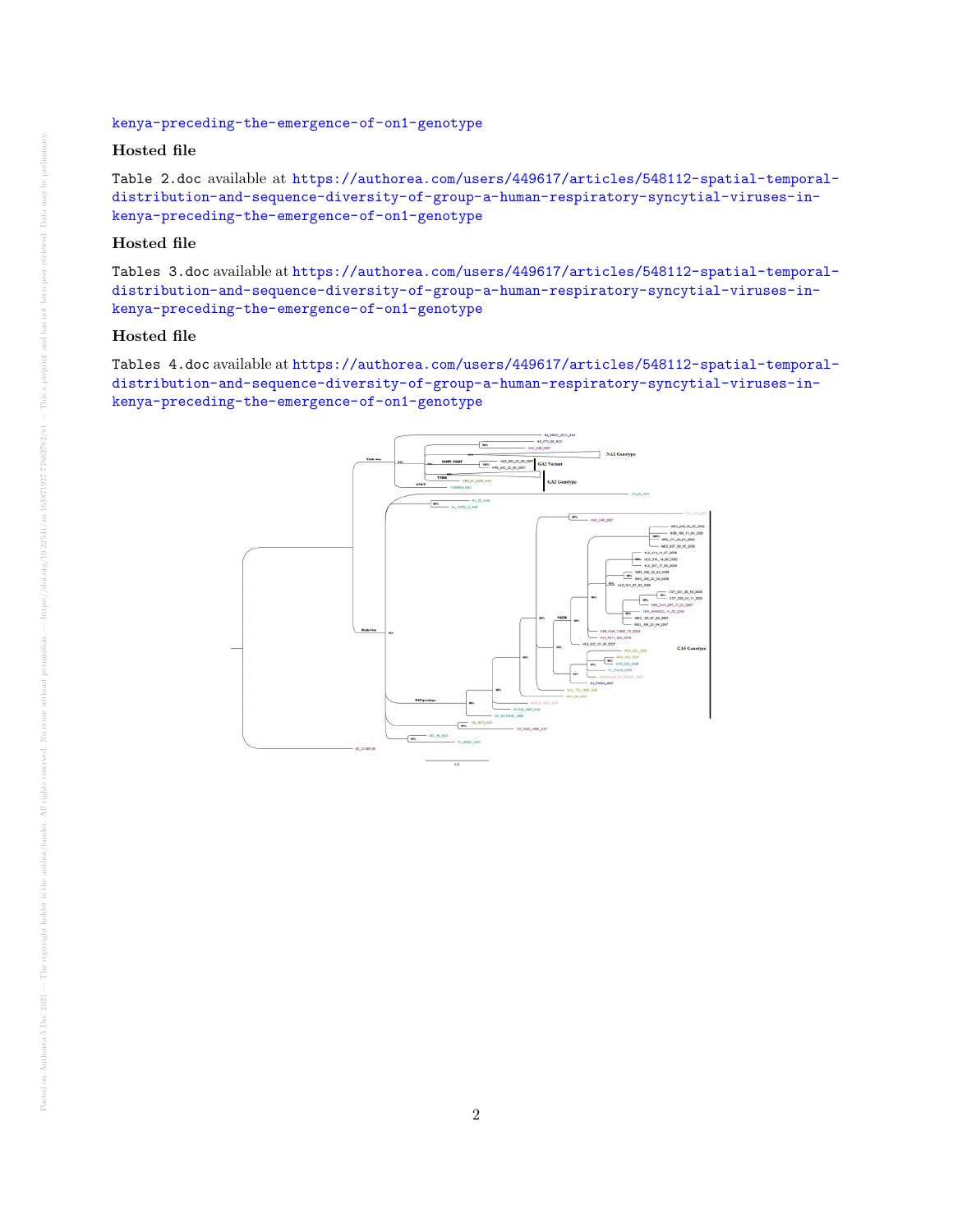kenya-preceding-the-emergence-of-on1-genotype

### Hosted file

Table 2.doc available at https://authorea.com/users/449617/articles/548112-spatial-temporal-distribution-and-sequence-diversity-of-group-a-human-respiratory-syncytial-viruses-in-kenya-preceding-the-emergence-of-on1-genotype

### Hosted file

Tables 3.doc available at https://authorea.com/users/449617/articles/548112-spatial-temporal-distribution-and-sequence-diversity-of-group-a-human-respiratory-syncytial-viruses-in-kenya-preceding-the-emergence-of-on1-genotype

### Hosted file

Tables 4.doc available at https://authorea.com/users/449617/articles/548112-spatial-temporal-distribution-and-sequence-diversity-of-group-a-human-respiratory-syncytial-viruses-in-kenya-preceding-the-emergence-of-on1-genotype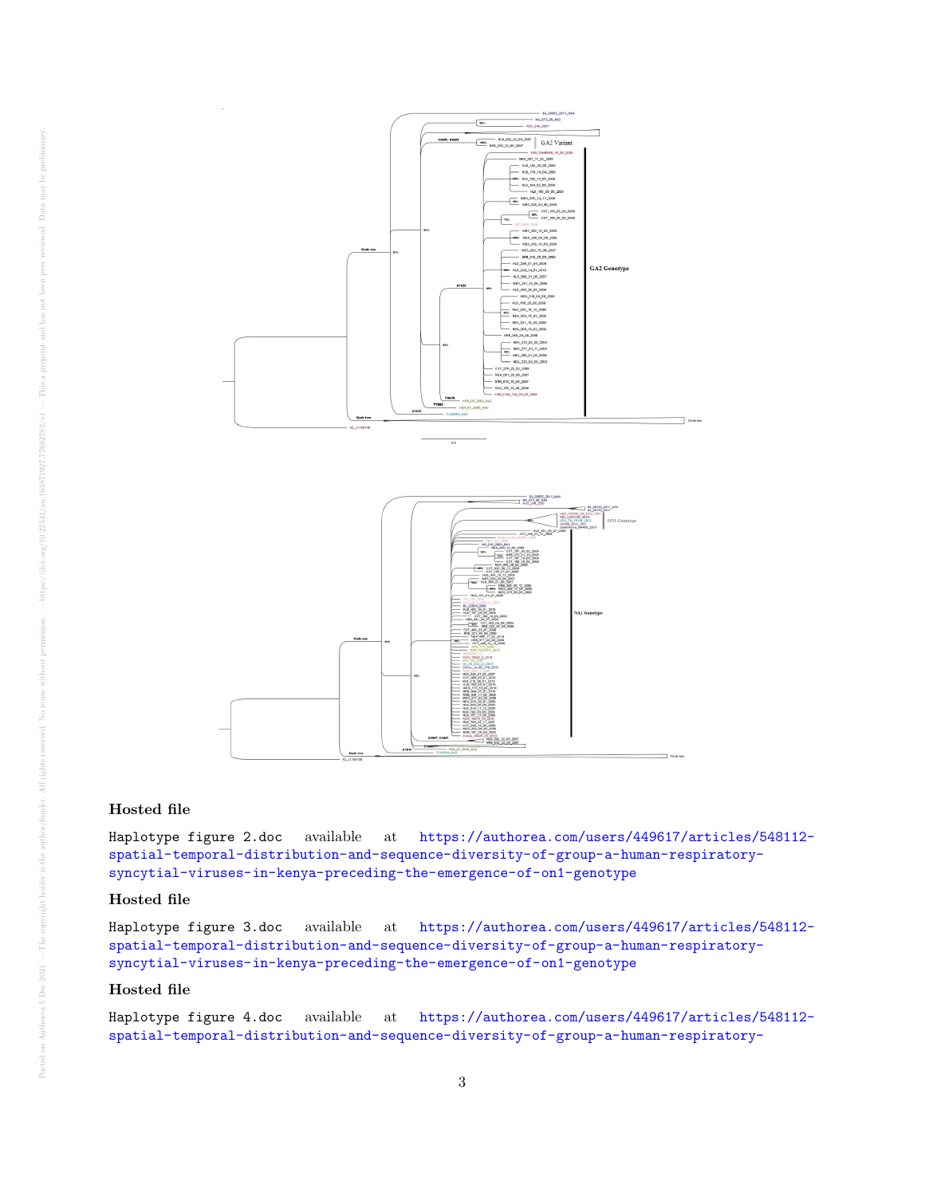### Hosted file

Haplotype figure 2.doc available at https://authorea.com/users/449617/articles/548112-spatial-temporal-distribution-and-sequence-diversity-of-group-a-human-respiratory-syncytial-viruses-in-kenya-preceding-the-emergence-of-on1-genotype

### Hosted file

Haplotype figure 3.doc available at https://authorea.com/users/449617/articles/548112-spatial-temporal-distribution-and-sequence-diversity-of-group-a-human-respiratory-syncytial-viruses-in-kenya-preceding-the-emergence-of-on1-genotype

### Hosted file

Haplotype figure 4.doc available at https://authorea.com/users/449617/articles/548112-spatial-temporal-distribution-and-sequence-diversity-of-group-a-human-respiratory-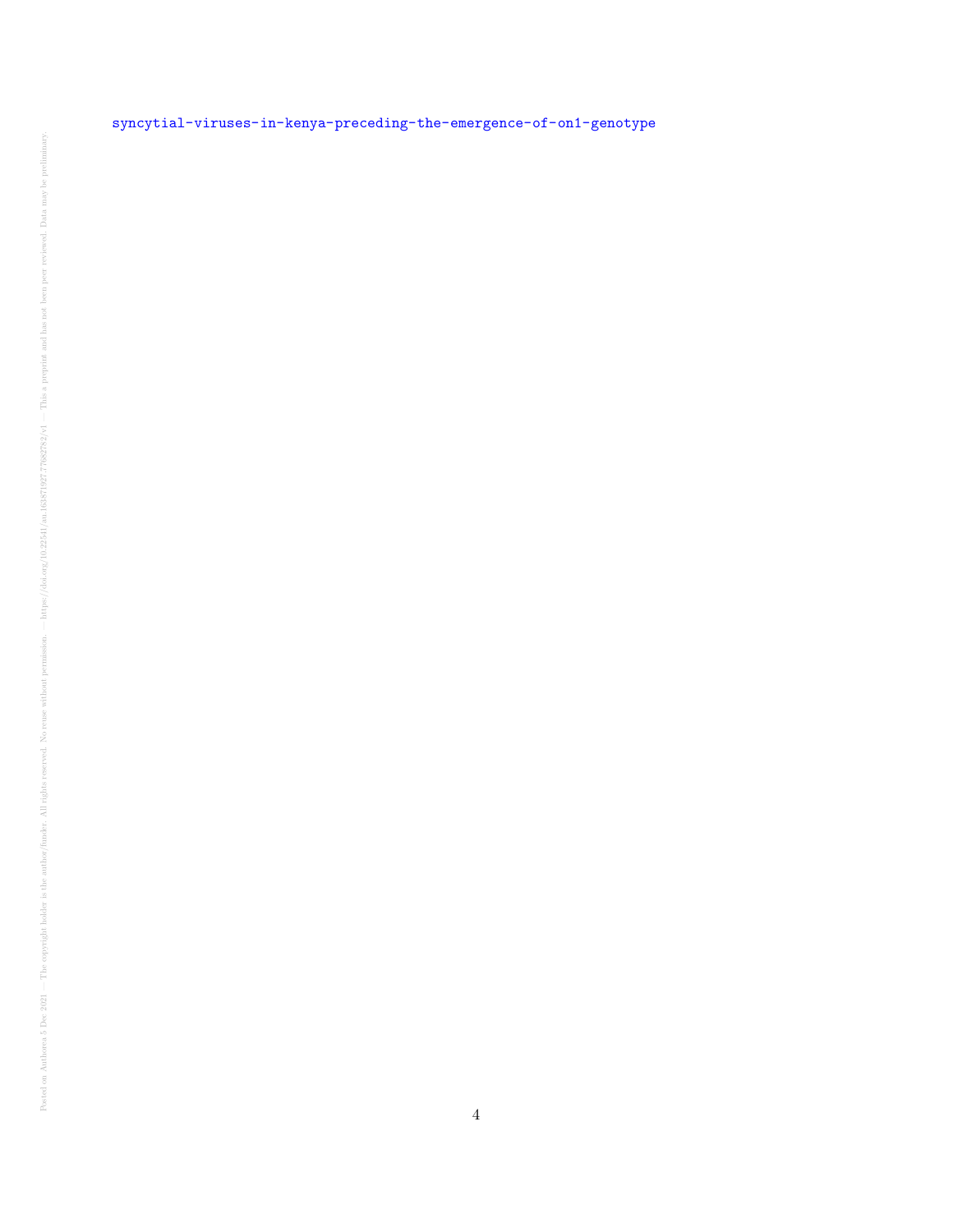syncytial-viruses-in-kenya-preceding-the-emergence-of-on1-genotype